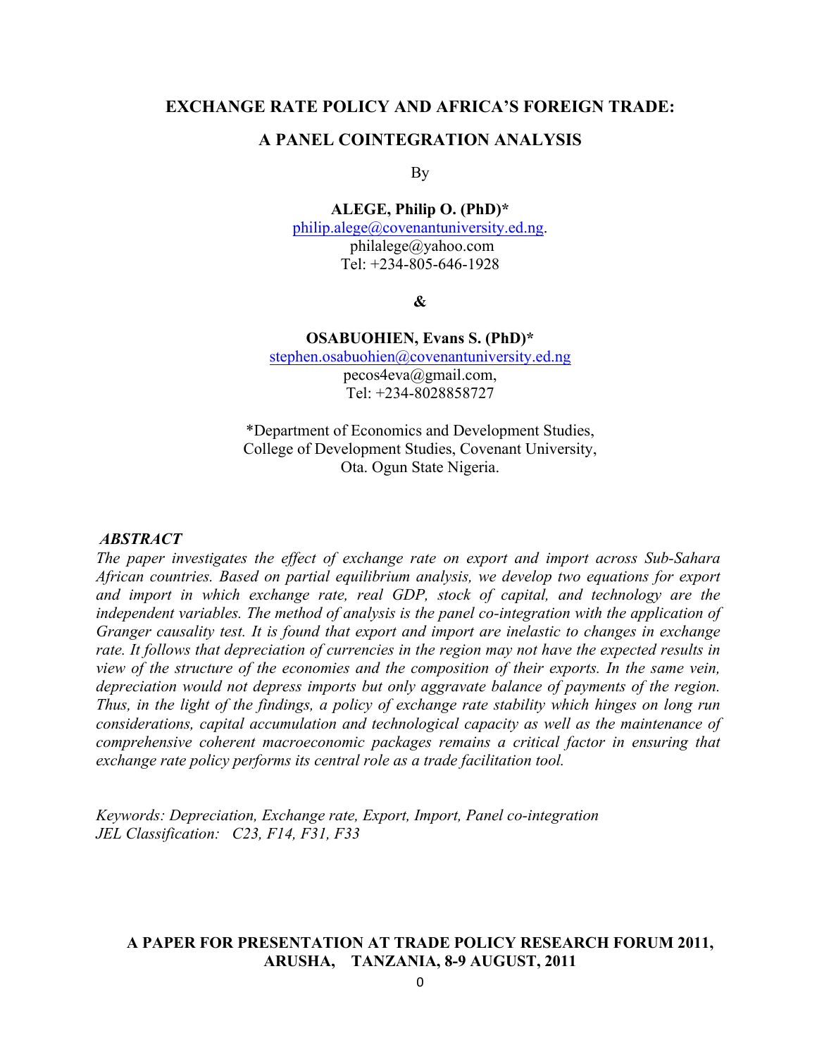# EXCHANGE RATE POLICY AND AFRICA'S FOREIGN TRADE:

## A PANEL COINTEGRATION ANALYSIS

By

**ALEGE, Philip O. (PhD)***
philip.alege@covenantuniversity.edu.ng.
philalege@yahoo.com
Tel: +234-805-646-1928

**&**

**OSABUOHIEN, Evans S. (PhD)***
stephen.osabuohien@covenantuniversity.edu.ng
pecos4eva@gmail.com,
Tel: +234-8028858727

*Department of Economics and Development Studies,
College of Development Studies, Covenant University,
Ota. Ogun State Nigeria.

***ABSTRACT***

*The paper investigates the effect of exchange rate on export and import across Sub-Sahara African countries. Based on partial equilibrium analysis, we develop two equations for export and import in which exchange rate, real GDP, stock of capital, and technology are the independent variables. The method of analysis is the panel co-integration with the application of Granger causality test. It is found that export and import are inelastic to changes in exchange rate. It follows that depreciation of currencies in the region may not have the expected results in view of the structure of the economies and the composition of their exports. In the same vein, depreciation would not depress imports but only aggravate balance of payments of the region. Thus, in the light of the findings, a policy of exchange rate stability which hinges on long run considerations, capital accumulation and technological capacity as well as the maintenance of comprehensive coherent macroeconomic packages remains a critical factor in ensuring that exchange rate policy performs its central role as a trade facilitation tool.*

*Keywords: Depreciation, Exchange rate, Export, Import, Panel co-integration*
*JEL Classification: C23, F14, F31, F33*

**A PAPER FOR PRESENTATION AT TRADE POLICY RESEARCH FORUM 2011, ARUSHA, TANZANIA, 8-9 AUGUST, 2011**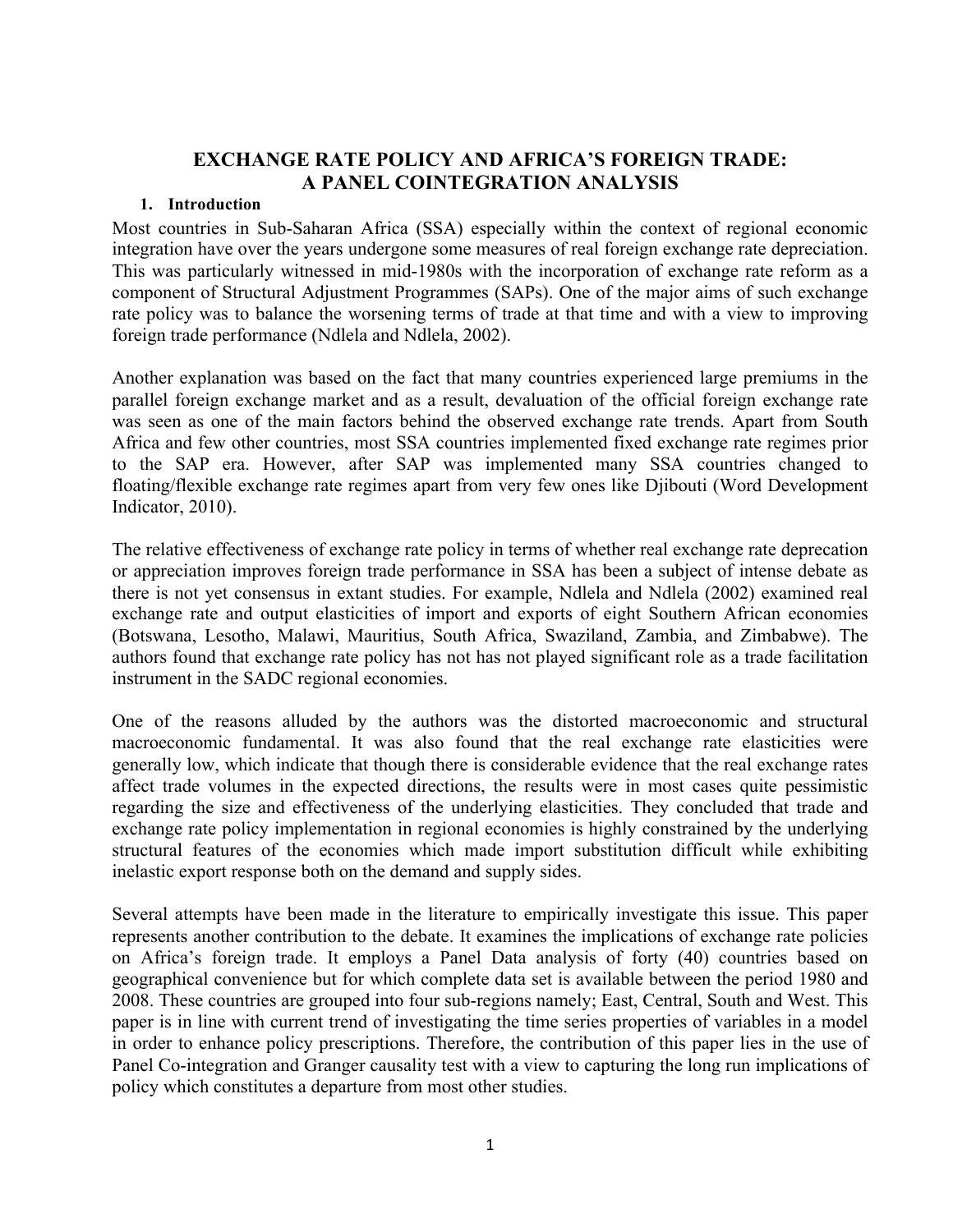# EXCHANGE RATE POLICY AND AFRICA'S FOREIGN TRADE: A PANEL COINTEGRATION ANALYSIS

## 1. Introduction

Most countries in Sub-Saharan Africa (SSA) especially within the context of regional economic integration have over the years undergone some measures of real foreign exchange rate depreciation. This was particularly witnessed in mid-1980s with the incorporation of exchange rate reform as a component of Structural Adjustment Programmes (SAPs). One of the major aims of such exchange rate policy was to balance the worsening terms of trade at that time and with a view to improving foreign trade performance (Ndlela and Ndlela, 2002).

Another explanation was based on the fact that many countries experienced large premiums in the parallel foreign exchange market and as a result, devaluation of the official foreign exchange rate was seen as one of the main factors behind the observed exchange rate trends. Apart from South Africa and few other countries, most SSA countries implemented fixed exchange rate regimes prior to the SAP era. However, after SAP was implemented many SSA countries changed to floating/flexible exchange rate regimes apart from very few ones like Djibouti (Word Development Indicator, 2010).

The relative effectiveness of exchange rate policy in terms of whether real exchange rate deprecation or appreciation improves foreign trade performance in SSA has been a subject of intense debate as there is not yet consensus in extant studies. For example, Ndlela and Ndlela (2002) examined real exchange rate and output elasticities of import and exports of eight Southern African economies (Botswana, Lesotho, Malawi, Mauritius, South Africa, Swaziland, Zambia, and Zimbabwe). The authors found that exchange rate policy has not has not played significant role as a trade facilitation instrument in the SADC regional economies.

One of the reasons alluded by the authors was the distorted macroeconomic and structural macroeconomic fundamental. It was also found that the real exchange rate elasticities were generally low, which indicate that though there is considerable evidence that the real exchange rates affect trade volumes in the expected directions, the results were in most cases quite pessimistic regarding the size and effectiveness of the underlying elasticities. They concluded that trade and exchange rate policy implementation in regional economies is highly constrained by the underlying structural features of the economies which made import substitution difficult while exhibiting inelastic export response both on the demand and supply sides.

Several attempts have been made in the literature to empirically investigate this issue. This paper represents another contribution to the debate. It examines the implications of exchange rate policies on Africa's foreign trade. It employs a Panel Data analysis of forty (40) countries based on geographical convenience but for which complete data set is available between the period 1980 and 2008. These countries are grouped into four sub-regions namely; East, Central, South and West. This paper is in line with current trend of investigating the time series properties of variables in a model in order to enhance policy prescriptions. Therefore, the contribution of this paper lies in the use of Panel Co-integration and Granger causality test with a view to capturing the long run implications of policy which constitutes a departure from most other studies.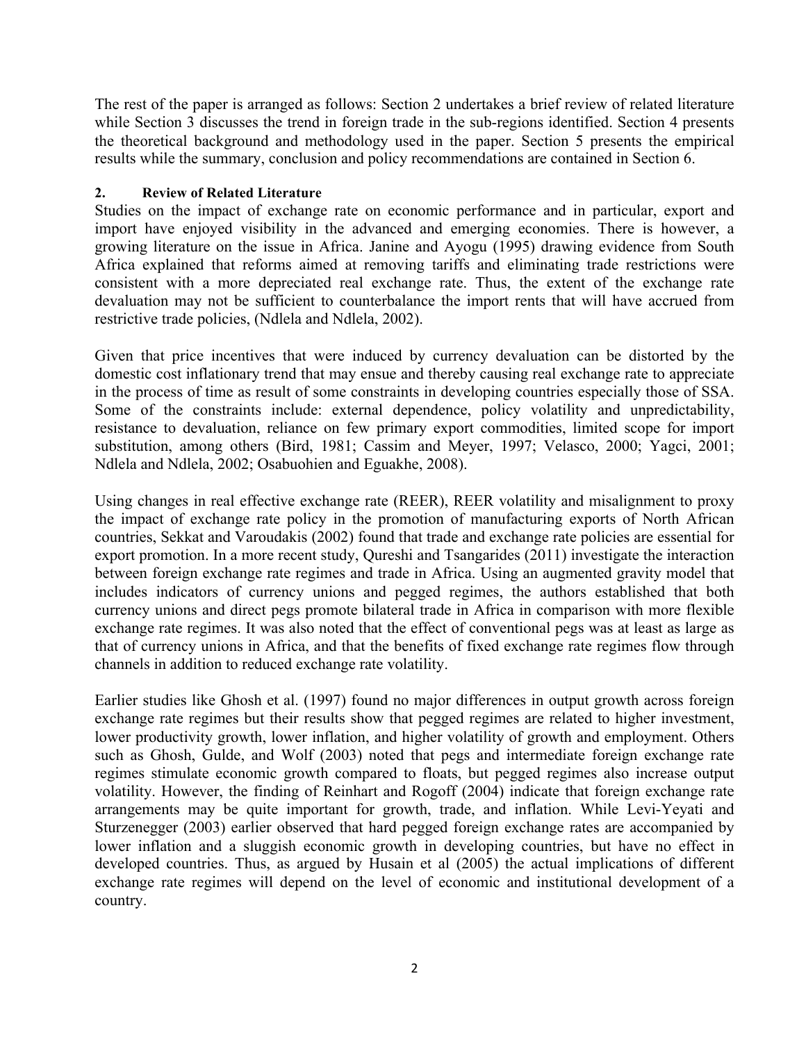The rest of the paper is arranged as follows: Section 2 undertakes a brief review of related literature while Section 3 discusses the trend in foreign trade in the sub-regions identified. Section 4 presents the theoretical background and methodology used in the paper. Section 5 presents the empirical results while the summary, conclusion and policy recommendations are contained in Section 6.

## 2. Review of Related Literature

Studies on the impact of exchange rate on economic performance and in particular, export and import have enjoyed visibility in the advanced and emerging economies. There is however, a growing literature on the issue in Africa. Janine and Ayogu (1995) drawing evidence from South Africa explained that reforms aimed at removing tariffs and eliminating trade restrictions were consistent with a more depreciated real exchange rate. Thus, the extent of the exchange rate devaluation may not be sufficient to counterbalance the import rents that will have accrued from restrictive trade policies, (Ndlela and Ndlela, 2002).

Given that price incentives that were induced by currency devaluation can be distorted by the domestic cost inflationary trend that may ensue and thereby causing real exchange rate to appreciate in the process of time as result of some constraints in developing countries especially those of SSA. Some of the constraints include: external dependence, policy volatility and unpredictability, resistance to devaluation, reliance on few primary export commodities, limited scope for import substitution, among others (Bird, 1981; Cassim and Meyer, 1997; Velasco, 2000; Yagci, 2001; Ndlela and Ndlela, 2002; Osabuohien and Eguakhe, 2008).

Using changes in real effective exchange rate (REER), REER volatility and misalignment to proxy the impact of exchange rate policy in the promotion of manufacturing exports of North African countries, Sekkat and Varoudakis (2002) found that trade and exchange rate policies are essential for export promotion. In a more recent study, Qureshi and Tsangarides (2011) investigate the interaction between foreign exchange rate regimes and trade in Africa. Using an augmented gravity model that includes indicators of currency unions and pegged regimes, the authors established that both currency unions and direct pegs promote bilateral trade in Africa in comparison with more flexible exchange rate regimes. It was also noted that the effect of conventional pegs was at least as large as that of currency unions in Africa, and that the benefits of fixed exchange rate regimes flow through channels in addition to reduced exchange rate volatility.

Earlier studies like Ghosh et al. (1997) found no major differences in output growth across foreign exchange rate regimes but their results show that pegged regimes are related to higher investment, lower productivity growth, lower inflation, and higher volatility of growth and employment. Others such as Ghosh, Gulde, and Wolf (2003) noted that pegs and intermediate foreign exchange rate regimes stimulate economic growth compared to floats, but pegged regimes also increase output volatility. However, the finding of Reinhart and Rogoff (2004) indicate that foreign exchange rate arrangements may be quite important for growth, trade, and inflation. While Levi-Yeyati and Sturzenegger (2003) earlier observed that hard pegged foreign exchange rates are accompanied by lower inflation and a sluggish economic growth in developing countries, but have no effect in developed countries. Thus, as argued by Husain et al (2005) the actual implications of different exchange rate regimes will depend on the level of economic and institutional development of a country.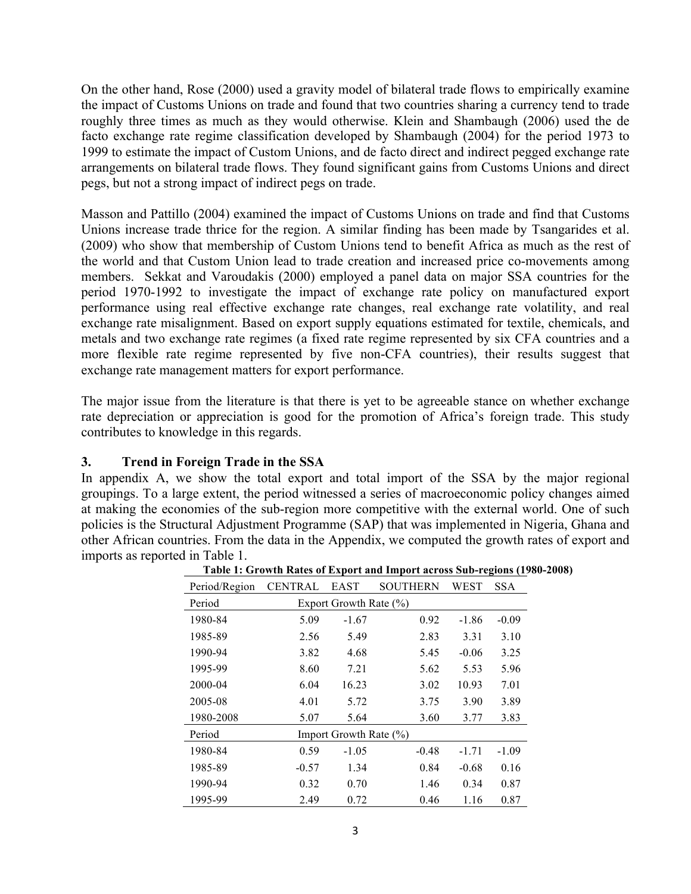On the other hand, Rose (2000) used a gravity model of bilateral trade flows to empirically examine the impact of Customs Unions on trade and found that two countries sharing a currency tend to trade roughly three times as much as they would otherwise. Klein and Shambaugh (2006) used the de facto exchange rate regime classification developed by Shambaugh (2004) for the period 1973 to 1999 to estimate the impact of Custom Unions, and de facto direct and indirect pegged exchange rate arrangements on bilateral trade flows. They found significant gains from Customs Unions and direct pegs, but not a strong impact of indirect pegs on trade.

Masson and Pattillo (2004) examined the impact of Customs Unions on trade and find that Customs Unions increase trade thrice for the region. A similar finding has been made by Tsangarides et al. (2009) who show that membership of Custom Unions tend to benefit Africa as much as the rest of the world and that Custom Union lead to trade creation and increased price co-movements among members. Sekkat and Varoudakis (2000) employed a panel data on major SSA countries for the period 1970-1992 to investigate the impact of exchange rate policy on manufactured export performance using real effective exchange rate changes, real exchange rate volatility, and real exchange rate misalignment. Based on export supply equations estimated for textile, chemicals, and metals and two exchange rate regimes (a fixed rate regime represented by six CFA countries and a more flexible rate regime represented by five non-CFA countries), their results suggest that exchange rate management matters for export performance.

The major issue from the literature is that there is yet to be agreeable stance on whether exchange rate depreciation or appreciation is good for the promotion of Africa's foreign trade. This study contributes to knowledge in this regards.

## 3. Trend in Foreign Trade in the SSA

In appendix A, we show the total export and total import of the SSA by the major regional groupings. To a large extent, the period witnessed a series of macroeconomic policy changes aimed at making the economies of the sub-region more competitive with the external world. One of such policies is the Structural Adjustment Programme (SAP) that was implemented in Nigeria, Ghana and other African countries. From the data in the Appendix, we computed the growth rates of export and imports as reported in Table 1.

**Table 1: Growth Rates of Export and Import across Sub-regions (1980-2008)**

| Period/Region | CENTRAL | EAST | SOUTHERN | WEST | SSA |
|---|---|---|---|---|---|
| Period | Export Growth Rate (%) | | | | |
| 1980-84 | 5.09 | -1.67 | 0.92 | -1.86 | -0.09 |
| 1985-89 | 2.56 | 5.49 | 2.83 | 3.31 | 3.10 |
| 1990-94 | 3.82 | 4.68 | 5.45 | -0.06 | 3.25 |
| 1995-99 | 8.60 | 7.21 | 5.62 | 5.53 | 5.96 |
| 2000-04 | 6.04 | 16.23 | 3.02 | 10.93 | 7.01 |
| 2005-08 | 4.01 | 5.72 | 3.75 | 3.90 | 3.89 |
| 1980-2008 | 5.07 | 5.64 | 3.60 | 3.77 | 3.83 |
| Period | Import Growth Rate (%) | | | | |
| 1980-84 | 0.59 | -1.05 | -0.48 | -1.71 | -1.09 |
| 1985-89 | -0.57 | 1.34 | 0.84 | -0.68 | 0.16 |
| 1990-94 | 0.32 | 0.70 | 1.46 | 0.34 | 0.87 |
| 1995-99 | 2.49 | 0.72 | 0.46 | 1.16 | 0.87 |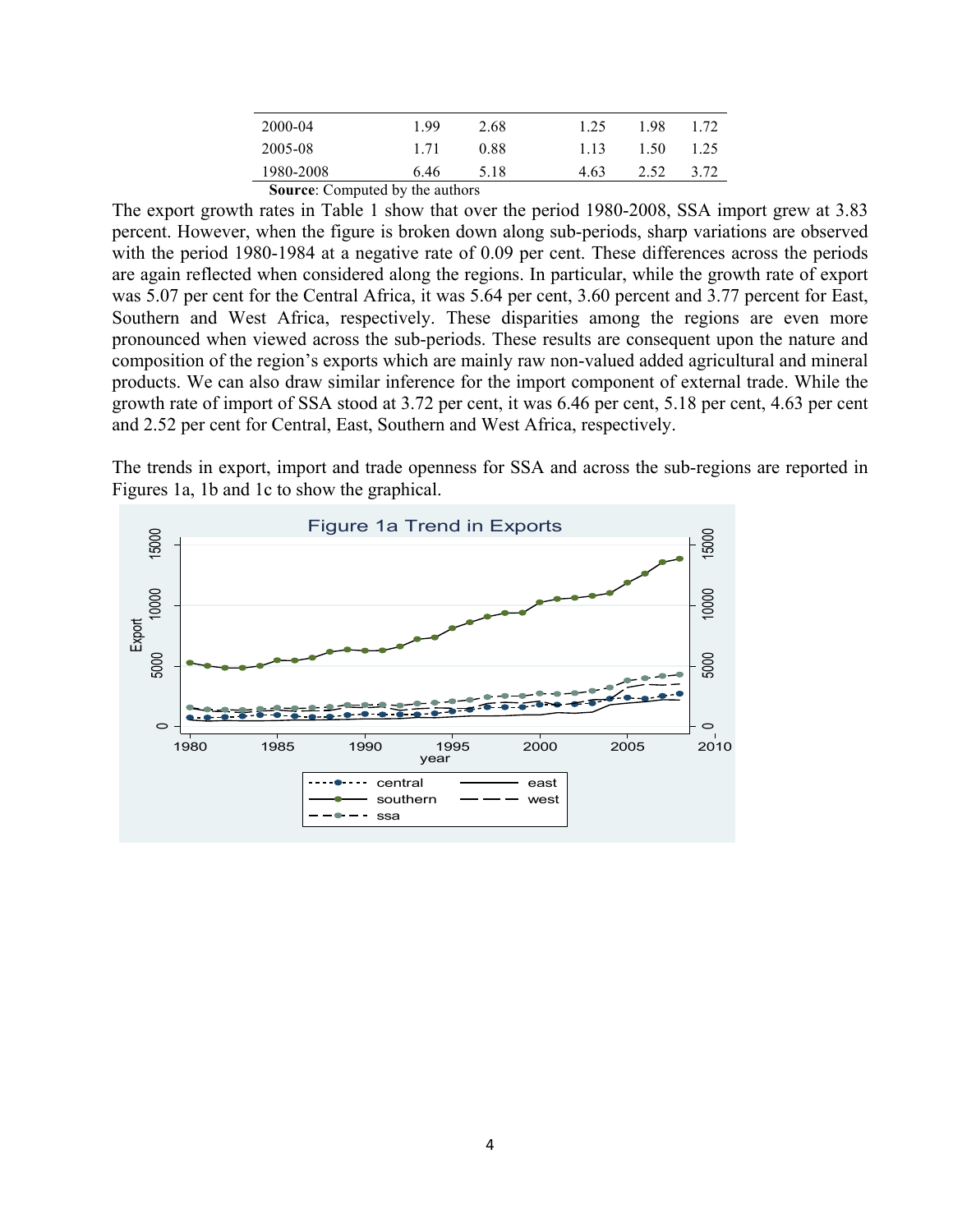| | | | | | |
|---|---|---|---|---|---|
| 2000-04 | 1.99 | 2.68 | 1.25 | 1.98 | 1.72 |
| 2005-08 | 1.71 | 0.88 | 1.13 | 1.50 | 1.25 |
| 1980-2008 | 6.46 | 5.18 | 4.63 | 2.52 | 3.72 |

**Source**: Computed by the authors

The export growth rates in Table 1 show that over the period 1980-2008, SSA import grew at 3.83 percent. However, when the figure is broken down along sub-periods, sharp variations are observed with the period 1980-1984 at a negative rate of 0.09 per cent. These differences across the periods are again reflected when considered along the regions. In particular, while the growth rate of export was 5.07 per cent for the Central Africa, it was 5.64 per cent, 3.60 percent and 3.77 percent for East, Southern and West Africa, respectively. These disparities among the regions are even more pronounced when viewed across the sub-periods. These results are consequent upon the nature and composition of the region's exports which are mainly raw non-valued added agricultural and mineral products. We can also draw similar inference for the import component of external trade. While the growth rate of import of SSA stood at 3.72 per cent, it was 6.46 per cent, 5.18 per cent, 4.63 per cent and 2.52 per cent for Central, East, Southern and West Africa, respectively.

The trends in export, import and trade openness for SSA and across the sub-regions are reported in Figures 1a, 1b and 1c to show the graphical.

Figure 1a Trend in Exports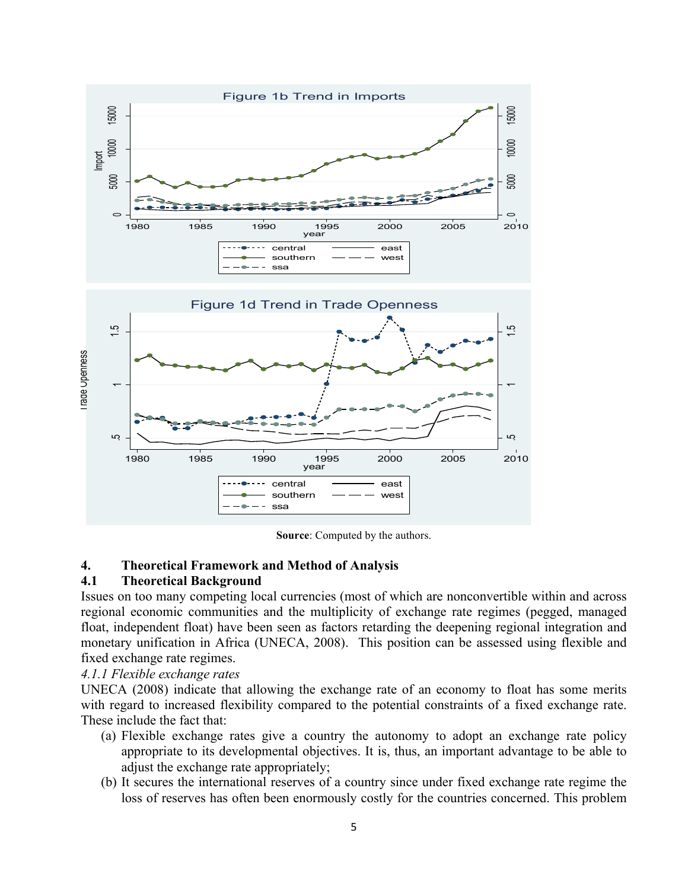Figure 1b Trend in Imports

Figure 1d Trend in Trade Openness

**Source**: Computed by the authors.

## 4. Theoretical Framework and Method of Analysis

### 4.1 Theoretical Background

Issues on too many competing local currencies (most of which are nonconvertible within and across regional economic communities and the multiplicity of exchange rate regimes (pegged, managed float, independent float) have been seen as factors retarding the deepening regional integration and monetary unification in Africa (UNECA, 2008). This position can be assessed using flexible and fixed exchange rate regimes.

*4.1.1 Flexible exchange rates*

UNECA (2008) indicate that allowing the exchange rate of an economy to float has some merits with regard to increased flexibility compared to the potential constraints of a fixed exchange rate. These include the fact that:

(a) Flexible exchange rates give a country the autonomy to adopt an exchange rate policy appropriate to its developmental objectives. It is, thus, an important advantage to be able to adjust the exchange rate appropriately;

(b) It secures the international reserves of a country since under fixed exchange rate regime the loss of reserves has often been enormously costly for the countries concerned. This problem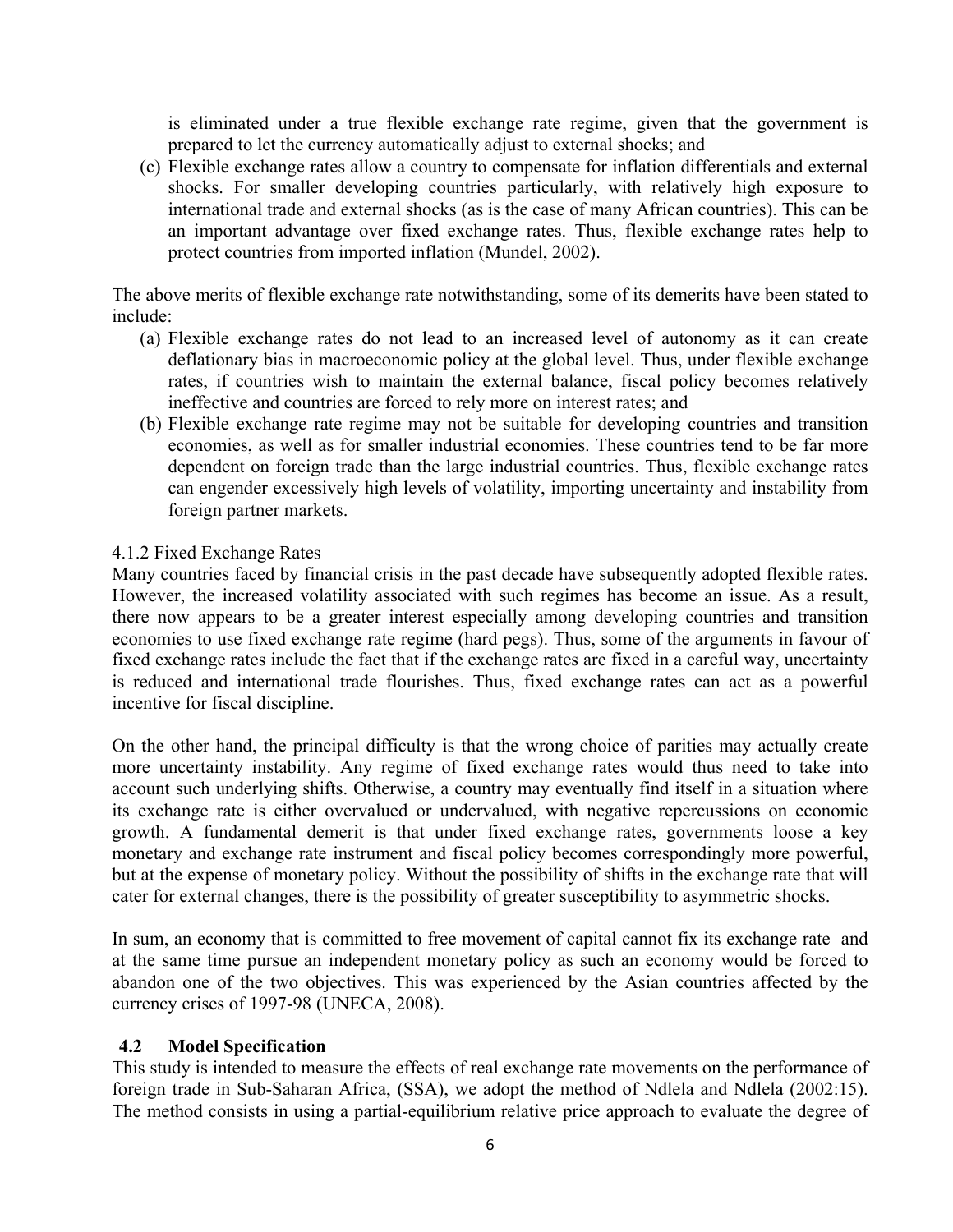is eliminated under a true flexible exchange rate regime, given that the government is prepared to let the currency automatically adjust to external shocks; and

(c) Flexible exchange rates allow a country to compensate for inflation differentials and external shocks. For smaller developing countries particularly, with relatively high exposure to international trade and external shocks (as is the case of many African countries). This can be an important advantage over fixed exchange rates. Thus, flexible exchange rates help to protect countries from imported inflation (Mundel, 2002).

The above merits of flexible exchange rate notwithstanding, some of its demerits have been stated to include:

(a) Flexible exchange rates do not lead to an increased level of autonomy as it can create deflationary bias in macroeconomic policy at the global level. Thus, under flexible exchange rates, if countries wish to maintain the external balance, fiscal policy becomes relatively ineffective and countries are forced to rely more on interest rates; and

(b) Flexible exchange rate regime may not be suitable for developing countries and transition economies, as well as for smaller industrial economies. These countries tend to be far more dependent on foreign trade than the large industrial countries. Thus, flexible exchange rates can engender excessively high levels of volatility, importing uncertainty and instability from foreign partner markets.

4.1.2 Fixed Exchange Rates

Many countries faced by financial crisis in the past decade have subsequently adopted flexible rates. However, the increased volatility associated with such regimes has become an issue. As a result, there now appears to be a greater interest especially among developing countries and transition economies to use fixed exchange rate regime (hard pegs). Thus, some of the arguments in favour of fixed exchange rates include the fact that if the exchange rates are fixed in a careful way, uncertainty is reduced and international trade flourishes. Thus, fixed exchange rates can act as a powerful incentive for fiscal discipline.

On the other hand, the principal difficulty is that the wrong choice of parities may actually create more uncertainty instability. Any regime of fixed exchange rates would thus need to take into account such underlying shifts. Otherwise, a country may eventually find itself in a situation where its exchange rate is either overvalued or undervalued, with negative repercussions on economic growth. A fundamental demerit is that under fixed exchange rates, governments loose a key monetary and exchange rate instrument and fiscal policy becomes correspondingly more powerful, but at the expense of monetary policy. Without the possibility of shifts in the exchange rate that will cater for external changes, there is the possibility of greater susceptibility to asymmetric shocks.

In sum, an economy that is committed to free movement of capital cannot fix its exchange rate and at the same time pursue an independent monetary policy as such an economy would be forced to abandon one of the two objectives. This was experienced by the Asian countries affected by the currency crises of 1997-98 (UNECA, 2008).

### 4.2 Model Specification

This study is intended to measure the effects of real exchange rate movements on the performance of foreign trade in Sub-Saharan Africa, (SSA), we adopt the method of Ndlela and Ndlela (2002:15). The method consists in using a partial-equilibrium relative price approach to evaluate the degree of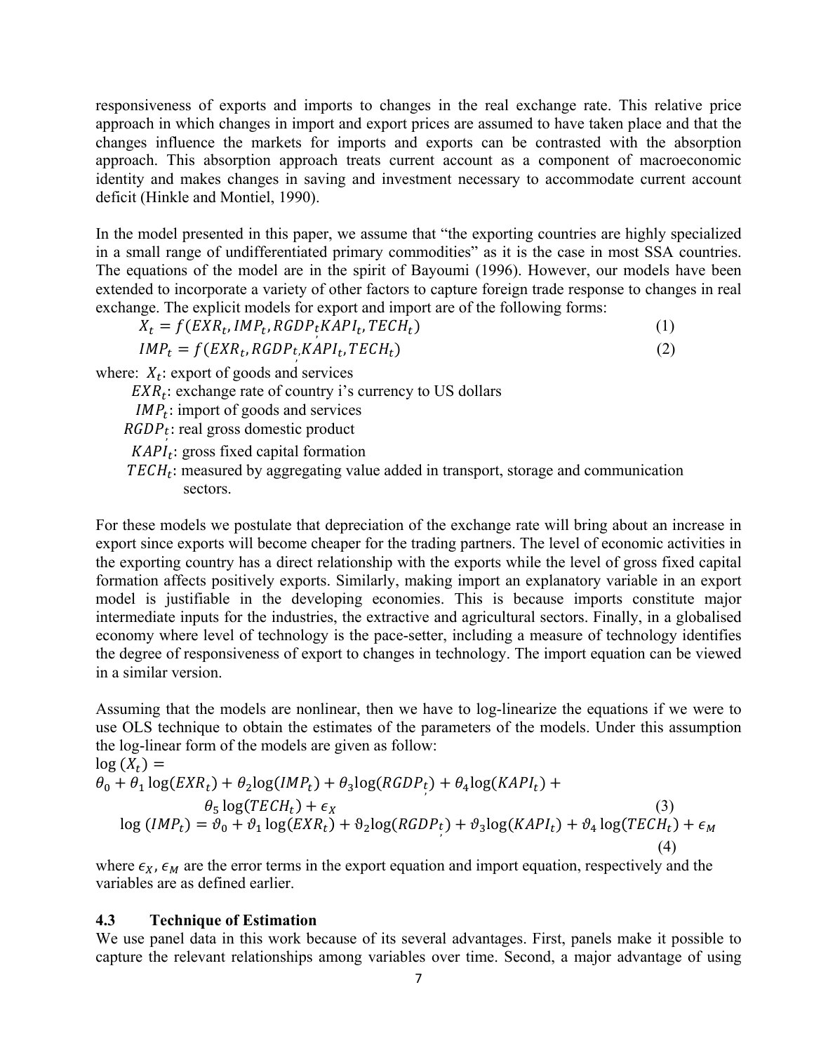responsiveness of exports and imports to changes in the real exchange rate. This relative price approach in which changes in import and export prices are assumed to have taken place and that the changes influence the markets for imports and exports can be contrasted with the absorption approach. This absorption approach treats current account as a component of macroeconomic identity and makes changes in saving and investment necessary to accommodate current account deficit (Hinkle and Montiel, 1990).

In the model presented in this paper, we assume that "the exporting countries are highly specialized in a small range of undifferentiated primary commodities" as it is the case in most SSA countries. The equations of the model are in the spirit of Bayoumi (1996). However, our models have been extended to incorporate a variety of other factors to capture foreign trade response to changes in real exchange. The explicit models for export and import are of the following forms:

$$X_t = f(EXR_t, IMP_t, RGDP_t KAPI_t, TECH_t) \tag{1}$$

$$IMP_t = f(EXR_t, RGDP_t, KAPI_t, TECH_t) \tag{2}$$

where: $X_t$: export of goods and services

$EXR_t$: exchange rate of country i's currency to US dollars

$IMP_t$: import of goods and services

$RGDP_t$: real gross domestic product

$KAPI_t$: gross fixed capital formation

$TECH_t$: measured by aggregating value added in transport, storage and communication sectors.

For these models we postulate that depreciation of the exchange rate will bring about an increase in export since exports will become cheaper for the trading partners. The level of economic activities in the exporting country has a direct relationship with the exports while the level of gross fixed capital formation affects positively exports. Similarly, making import an explanatory variable in an export model is justifiable in the developing economies. This is because imports constitute major intermediate inputs for the industries, the extractive and agricultural sectors. Finally, in a globalised economy where level of technology is the pace-setter, including a measure of technology identifies the degree of responsiveness of export to changes in technology. The import equation can be viewed in a similar version.

Assuming that the models are nonlinear, then we have to log-linearize the equations if we were to use OLS technique to obtain the estimates of the parameters of the models. Under this assumption the log-linear form of the models are given as follow:

$$\log(X_t) = \theta_0 + \theta_1 \log(EXR_t) + \theta_2 \log(IMP_t) + \theta_3 \log(RGDP_t) + \theta_4 \log(KAPI_t) + \theta_5 \log(TECH_t) + \epsilon_X \tag{3}$$

$$\log(IMP_t) = \vartheta_0 + \vartheta_1 \log(EXR_t) + \vartheta_2 \log(RGDP_t) + \vartheta_3 \log(KAPI_t) + \vartheta_4 \log(TECH_t) + \epsilon_M \tag{4}$$

where $\epsilon_X$, $\epsilon_M$ are the error terms in the export equation and import equation, respectively and the variables are as defined earlier.

### 4.3 Technique of Estimation

We use panel data in this work because of its several advantages. First, panels make it possible to capture the relevant relationships among variables over time. Second, a major advantage of using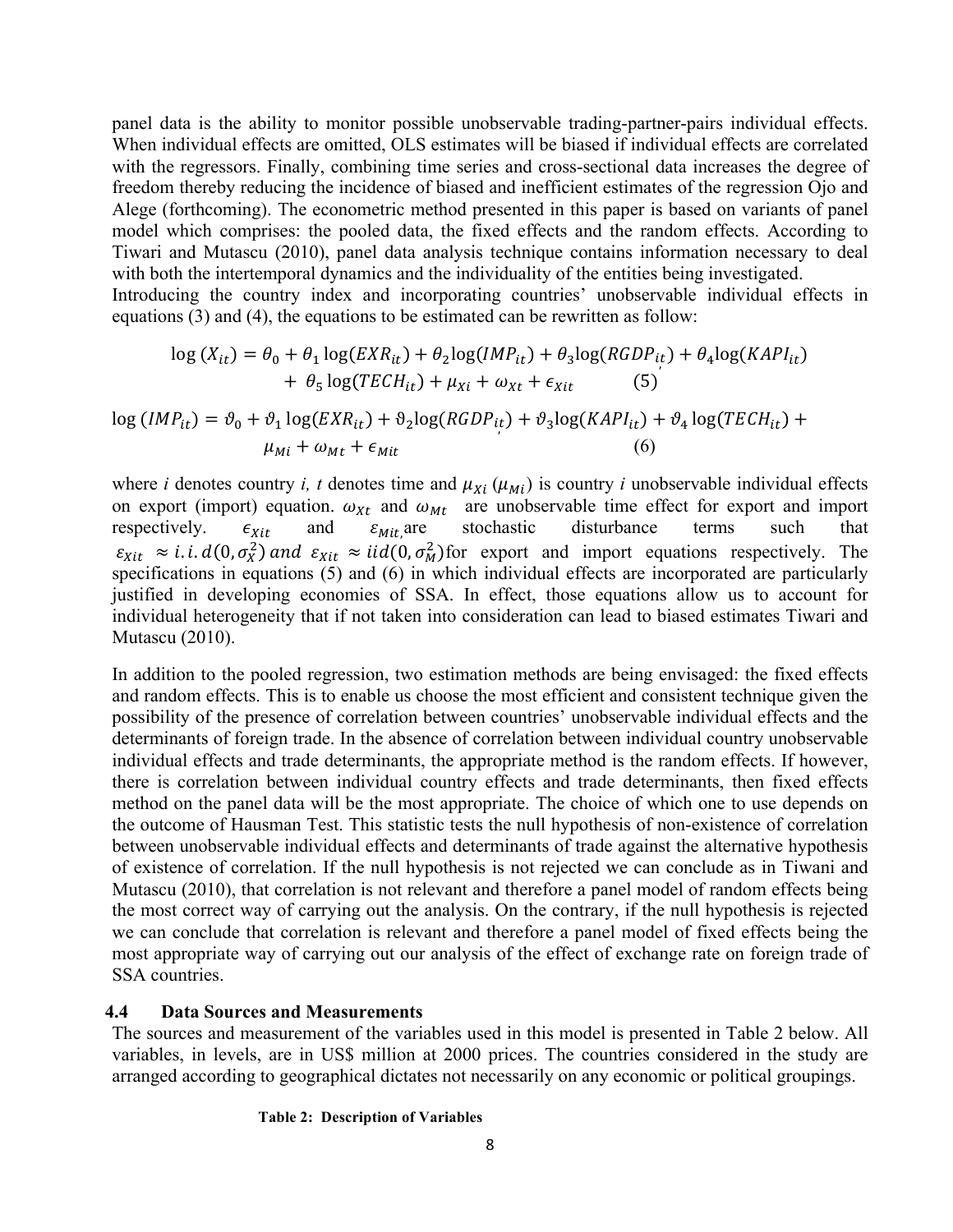panel data is the ability to monitor possible unobservable trading-partner-pairs individual effects. When individual effects are omitted, OLS estimates will be biased if individual effects are correlated with the regressors. Finally, combining time series and cross-sectional data increases the degree of freedom thereby reducing the incidence of biased and inefficient estimates of the regression Ojo and Alege (forthcoming). The econometric method presented in this paper is based on variants of panel model which comprises: the pooled data, the fixed effects and the random effects. According to Tiwari and Mutascu (2010), panel data analysis technique contains information necessary to deal with both the intertemporal dynamics and the individuality of the entities being investigated.
Introducing the country index and incorporating countries' unobservable individual effects in equations (3) and (4), the equations to be estimated can be rewritten as follow:

$$\log(X_{it}) = \theta_0 + \theta_1 \log(EXR_{it}) + \theta_2 \log(IMP_{it}) + \theta_3 \log(RGDP_{it}) + \theta_4 \log(KAPI_{it}) + \theta_5 \log(TECH_{it}) + \mu_{Xi} + \omega_{Xt} + \epsilon_{Xit} \qquad (5)$$

$$\log(IMP_{it}) = \vartheta_0 + \vartheta_1 \log(EXR_{it}) + \vartheta_2 \log(RGDP_{it}) + \vartheta_3 \log(KAPI_{it}) + \vartheta_4 \log(TECH_{it}) + \mu_{Mi} + \omega_{Mt} + \epsilon_{Mit} \qquad (6)$$

where *i* denotes country *i, t* denotes time and $\mu_{Xi}$ ($\mu_{Mi}$) is country *i* unobservable individual effects on export (import) equation. $\omega_{Xt}$ and $\omega_{Mt}$ are unobservable time effect for export and import respectively. $\epsilon_{Xit}$ and $\varepsilon_{Mit,}$ are stochastic disturbance terms such that $\varepsilon_{Xit} \approx i.i.d(0, \sigma_X^2)$ *and* $\varepsilon_{Xit} \approx iid(0, \sigma_M^2)$ for export and import equations respectively. The specifications in equations (5) and (6) in which individual effects are incorporated are particularly justified in developing economies of SSA. In effect, those equations allow us to account for individual heterogeneity that if not taken into consideration can lead to biased estimates Tiwari and Mutascu (2010).

In addition to the pooled regression, two estimation methods are being envisaged: the fixed effects and random effects. This is to enable us choose the most efficient and consistent technique given the possibility of the presence of correlation between countries' unobservable individual effects and the determinants of foreign trade. In the absence of correlation between individual country unobservable individual effects and trade determinants, the appropriate method is the random effects. If however, there is correlation between individual country effects and trade determinants, then fixed effects method on the panel data will be the most appropriate. The choice of which one to use depends on the outcome of Hausman Test. This statistic tests the null hypothesis of non-existence of correlation between unobservable individual effects and determinants of trade against the alternative hypothesis of existence of correlation. If the null hypothesis is not rejected we can conclude as in Tiwani and Mutascu (2010), that correlation is not relevant and therefore a panel model of random effects being the most correct way of carrying out the analysis. On the contrary, if the null hypothesis is rejected we can conclude that correlation is relevant and therefore a panel model of fixed effects being the most appropriate way of carrying out our analysis of the effect of exchange rate on foreign trade of SSA countries.

### 4.4 Data Sources and Measurements

The sources and measurement of the variables used in this model is presented in Table 2 below. All variables, in levels, are in US$ million at 2000 prices. The countries considered in the study are arranged according to geographical dictates not necessarily on any economic or political groupings.

**Table 2: Description of Variables**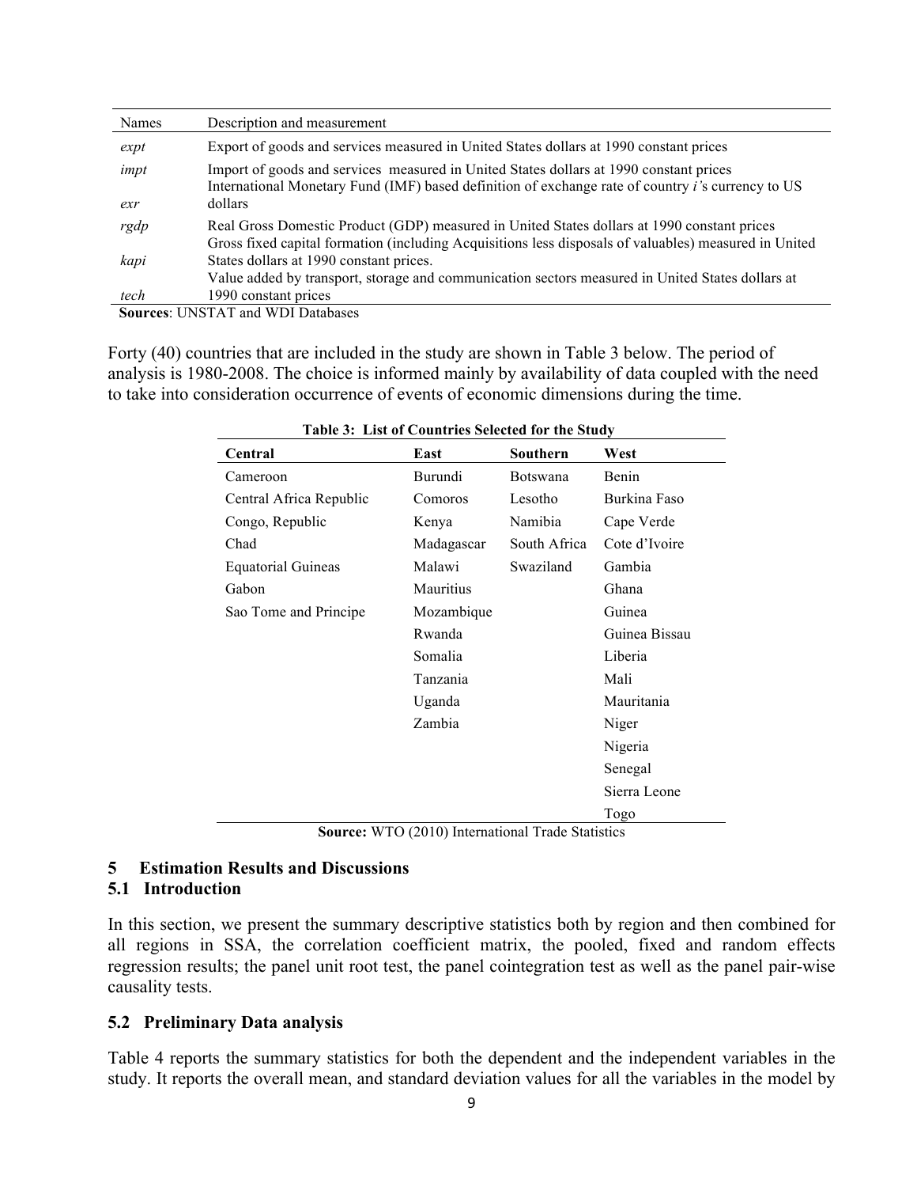| Names | Description and measurement |
|---|---|
| *expt* | Export of goods and services measured in United States dollars at 1990 constant prices |
| *impt* | Import of goods and services measured in United States dollars at 1990 constant prices |
| *exr* | International Monetary Fund (IMF) based definition of exchange rate of country *i's* currency to US dollars |
| *rgdp* | Real Gross Domestic Product (GDP) measured in United States dollars at 1990 constant prices |
| *kapi* | Gross fixed capital formation (including Acquisitions less disposals of valuables) measured in United States dollars at 1990 constant prices. |
| *tech* | Value added by transport, storage and communication sectors measured in United States dollars at 1990 constant prices |

**Sources**: UNSTAT and WDI Databases

Forty (40) countries that are included in the study are shown in Table 3 below. The period of analysis is 1980-2008. The choice is informed mainly by availability of data coupled with the need to take into consideration occurrence of events of economic dimensions during the time.

**Table 3: List of Countries Selected for the Study**

| Central | East | Southern | West |
|---|---|---|---|
| Cameroon | Burundi | Botswana | Benin |
| Central Africa Republic | Comoros | Lesotho | Burkina Faso |
| Congo, Republic | Kenya | Namibia | Cape Verde |
| Chad | Madagascar | South Africa | Cote d'Ivoire |
| Equatorial Guineas | Malawi | Swaziland | Gambia |
| Gabon | Mauritius | | Ghana |
| Sao Tome and Principe | Mozambique | | Guinea |
| | Rwanda | | Guinea Bissau |
| | Somalia | | Liberia |
| | Tanzania | | Mali |
| | Uganda | | Mauritania |
| | Zambia | | Niger |
| | | | Nigeria |
| | | | Senegal |
| | | | Sierra Leone |
| | | | Togo |

**Source:** WTO (2010) International Trade Statistics

## 5 Estimation Results and Discussions

### 5.1 Introduction

In this section, we present the summary descriptive statistics both by region and then combined for all regions in SSA, the correlation coefficient matrix, the pooled, fixed and random effects regression results; the panel unit root test, the panel cointegration test as well as the panel pair-wise causality tests.

### 5.2 Preliminary Data analysis

Table 4 reports the summary statistics for both the dependent and the independent variables in the study. It reports the overall mean, and standard deviation values for all the variables in the model by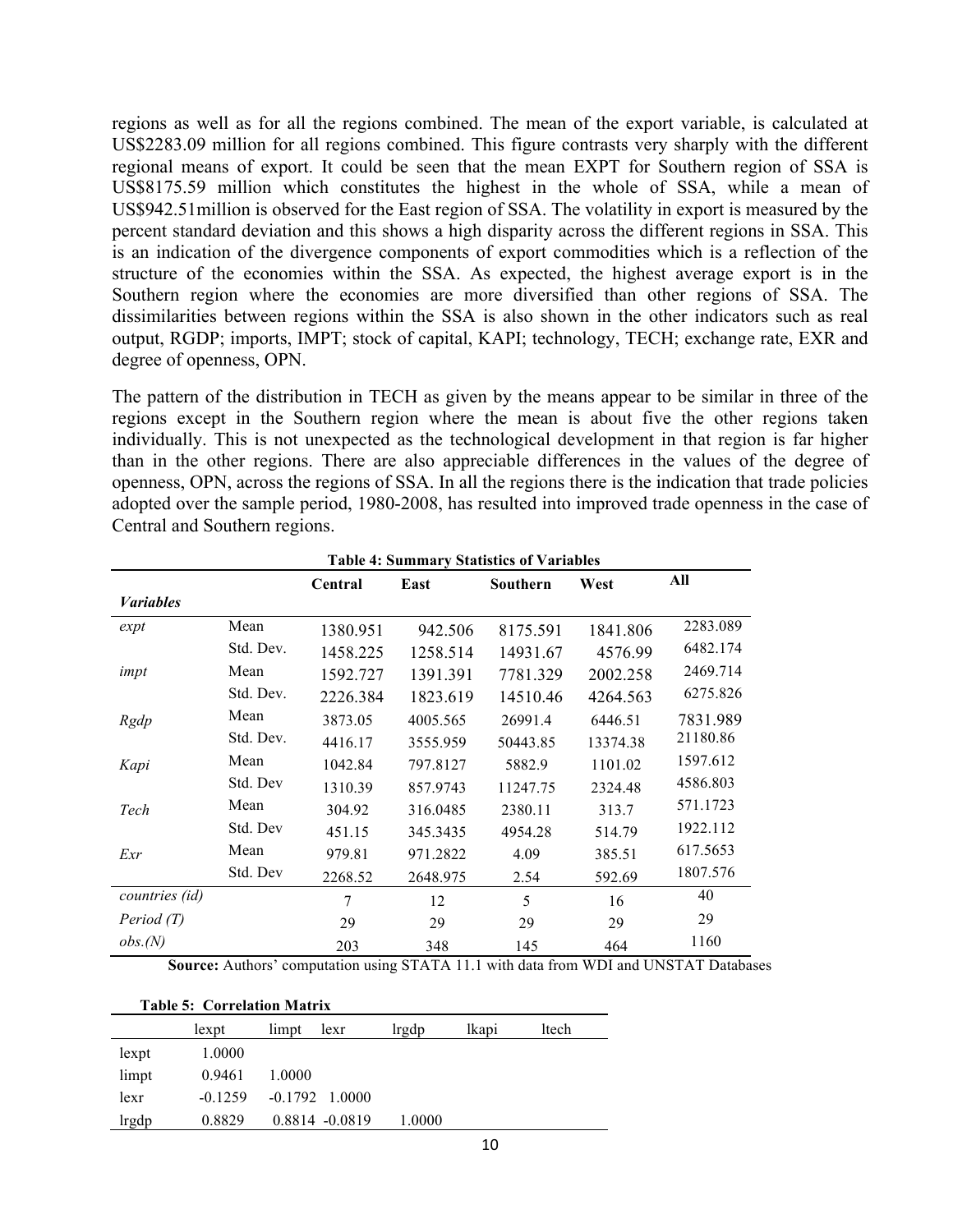regions as well as for all the regions combined. The mean of the export variable, is calculated at US$2283.09 million for all regions combined. This figure contrasts very sharply with the different regional means of export. It could be seen that the mean EXPT for Southern region of SSA is US$8175.59 million which constitutes the highest in the whole of SSA, while a mean of US$942.51million is observed for the East region of SSA. The volatility in export is measured by the percent standard deviation and this shows a high disparity across the different regions in SSA. This is an indication of the divergence components of export commodities which is a reflection of the structure of the economies within the SSA. As expected, the highest average export is in the Southern region where the economies are more diversified than other regions of SSA. The dissimilarities between regions within the SSA is also shown in the other indicators such as real output, RGDP; imports, IMPT; stock of capital, KAPI; technology, TECH; exchange rate, EXR and degree of openness, OPN.

The pattern of the distribution in TECH as given by the means appear to be similar in three of the regions except in the Southern region where the mean is about five the other regions taken individually. This is not unexpected as the technological development in that region is far higher than in the other regions. There are also appreciable differences in the values of the degree of openness, OPN, across the regions of SSA. In all the regions there is the indication that trade policies adopted over the sample period, 1980-2008, has resulted into improved trade openness in the case of Central and Southern regions.

**Table 4: Summary Statistics of Variables**

| *Variables* | | Central | East | Southern | West | All |
|---|---|---|---|---|---|---|
| *expt* | Mean | 1380.951 | 942.506 | 8175.591 | 1841.806 | 2283.089 |
| | Std. Dev. | 1458.225 | 1258.514 | 14931.67 | 4576.99 | 6482.174 |
| *impt* | Mean | 1592.727 | 1391.391 | 7781.329 | 2002.258 | 2469.714 |
| | Std. Dev. | 2226.384 | 1823.619 | 14510.46 | 4264.563 | 6275.826 |
| *Rgdp* | Mean | 3873.05 | 4005.565 | 26991.4 | 6446.51 | 7831.989 |
| | Std. Dev. | 4416.17 | 3555.959 | 50443.85 | 13374.38 | 21180.86 |
| *Kapi* | Mean | 1042.84 | 797.8127 | 5882.9 | 1101.02 | 1597.612 |
| | Std Dev | 1310.39 | 857.9743 | 11247.75 | 2324.48 | 4586.803 |
| *Tech* | Mean | 304.92 | 316.0485 | 2380.11 | 313.7 | 571.1723 |
| | Std Dev | 451.15 | 345.3435 | 4954.28 | 514.79 | 1922.112 |
| *Exr* | Mean | 979.81 | 971.2822 | 4.09 | 385.51 | 617.5653 |
| | Std Dev | 2268.52 | 2648.975 | 2.54 | 592.69 | 1807.576 |
| *countries (id)* | | 7 | 12 | 5 | 16 | 40 |
| *Period (T)* | | 29 | 29 | 29 | 29 | 29 |
| *obs.(N)* | | 203 | 348 | 145 | 464 | 1160 |

**Source:** Authors' computation using STATA 11.1 with data from WDI and UNSTAT Databases

**Table 5: Correlation Matrix**

| | lexpt | limpt | lexr | lrgdp | lkapi | ltech |
|---|---|---|---|---|---|---|
| lexpt | 1.0000 | | | | | |
| limpt | 0.9461 | 1.0000 | | | | |
| lexr | -0.1259 | -0.1792 | 1.0000 | | | |
| lrgdp | 0.8829 | 0.8814 | -0.0819 | 1.0000 | | |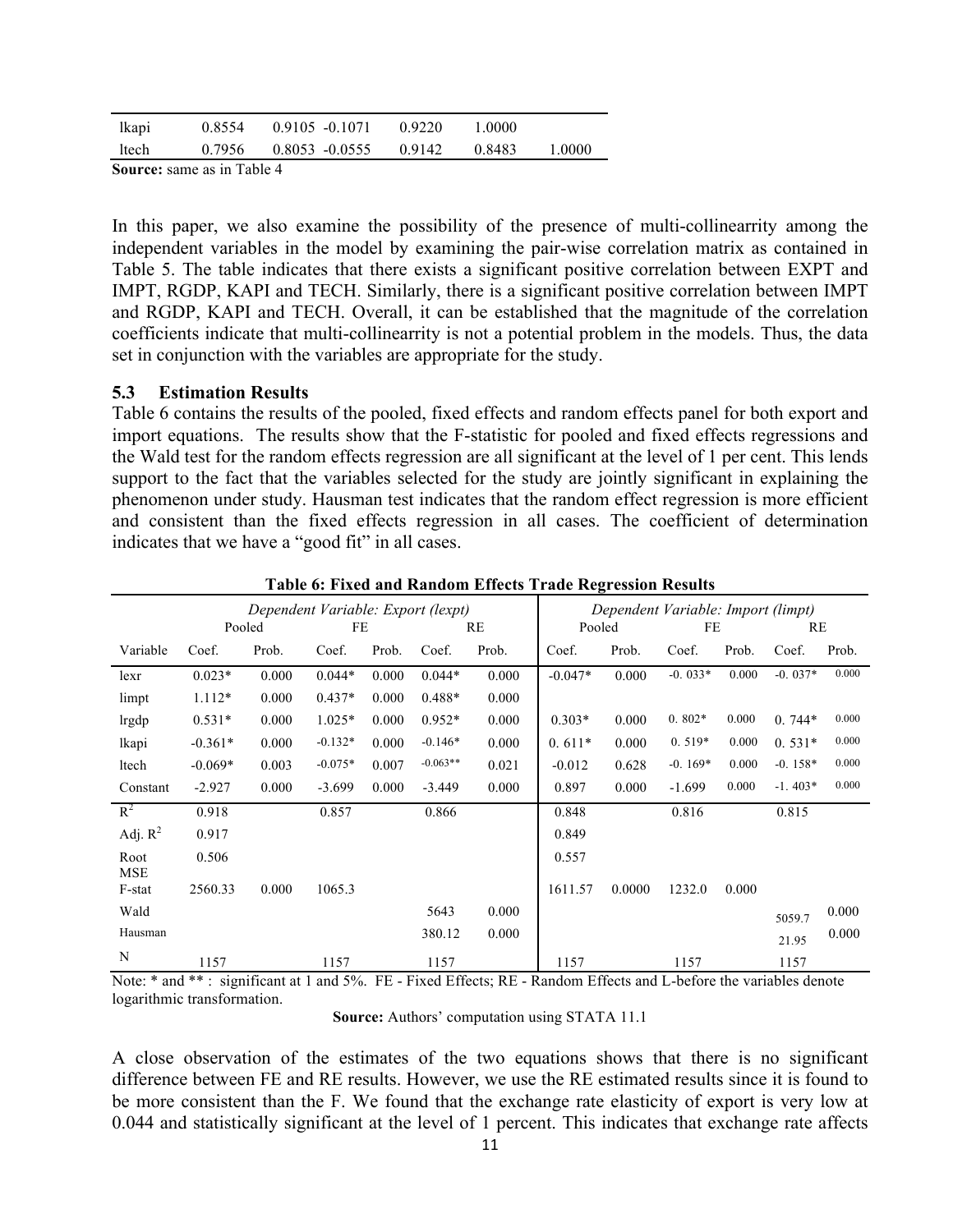| lkapi | 0.8554 | 0.9105 | -0.1071 | 0.9220 | 1.0000 | |
|---|---|---|---|---|---|---|
| ltech | 0.7956 | 0.8053 | -0.0555 | 0.9142 | 0.8483 | 1.0000 |

**Source:** same as in Table 4

In this paper, we also examine the possibility of the presence of multi-collinearrity among the independent variables in the model by examining the pair-wise correlation matrix as contained in Table 5. The table indicates that there exists a significant positive correlation between EXPT and IMPT, RGDP, KAPI and TECH. Similarly, there is a significant positive correlation between IMPT and RGDP, KAPI and TECH. Overall, it can be established that the magnitude of the correlation coefficients indicate that multi-collinearrity is not a potential problem in the models. Thus, the data set in conjunction with the variables are appropriate for the study.

### 5.3 Estimation Results

Table 6 contains the results of the pooled, fixed effects and random effects panel for both export and import equations. The results show that the F-statistic for pooled and fixed effects regressions and the Wald test for the random effects regression are all significant at the level of 1 per cent. This lends support to the fact that the variables selected for the study are jointly significant in explaining the phenomenon under study. Hausman test indicates that the random effect regression is more efficient and consistent than the fixed effects regression in all cases. The coefficient of determination indicates that we have a "good fit" in all cases.

**Table 6: Fixed and Random Effects Trade Regression Results**

| | *Dependent Variable: Export (lexpt)* | | | | | | *Dependent Variable: Import (limpt)* | | | | | |
|---|---|---|---|---|---|---|---|---|---|---|---|---|
| | Pooled | | FE | | RE | | Pooled | | FE | | RE | |
| Variable | Coef. | Prob. | Coef. | Prob. | Coef. | Prob. | Coef. | Prob. | Coef. | Prob. | Coef. | Prob. |
| lexr | 0.023* | 0.000 | 0.044* | 0.000 | 0.044* | 0.000 | -0.047* | 0.000 | -0. 033* | 0.000 | -0. 037* | 0.000 |
| limpt | 1.112* | 0.000 | 0.437* | 0.000 | 0.488* | 0.000 | | | | | | |
| lrgdp | 0.531* | 0.000 | 1.025* | 0.000 | 0.952* | 0.000 | 0.303* | 0.000 | 0. 802* | 0.000 | 0. 744* | 0.000 |
| lkapi | -0.361* | 0.000 | -0.132* | 0.000 | -0.146* | 0.000 | 0. 611* | 0.000 | 0. 519* | 0.000 | 0. 531* | 0.000 |
| ltech | -0.069* | 0.003 | -0.075* | 0.007 | -0.063** | 0.021 | -0.012 | 0.628 | -0. 169* | 0.000 | -0. 158* | 0.000 |
| Constant | -2.927 | 0.000 | -3.699 | 0.000 | -3.449 | 0.000 | 0.897 | 0.000 | -1.699 | 0.000 | -1. 403* | 0.000 |
| $R^2$ | 0.918 | | 0.857 | | 0.866 | | 0.848 | | 0.816 | | 0.815 | |
| Adj. $R^2$ | 0.917 | | | | | | 0.849 | | | | | |
| Root MSE | 0.506 | | | | | | 0.557 | | | | | |
| F-stat | 2560.33 | 0.000 | 1065.3 | | | | 1611.57 | 0.0000 | 1232.0 | 0.000 | | |
| Wald | | | | | 5643 | 0.000 | | | | | 5059.7 | 0.000 |
| Hausman | | | | | 380.12 | 0.000 | | | | | 21.95 | 0.000 |
| N | 1157 | | 1157 | | 1157 | | 1157 | | 1157 | | 1157 | |

Note: * and ** : significant at 1 and 5%. FE - Fixed Effects; RE - Random Effects and L-before the variables denote logarithmic transformation.

**Source:** Authors' computation using STATA 11.1

A close observation of the estimates of the two equations shows that there is no significant difference between FE and RE results. However, we use the RE estimated results since it is found to be more consistent than the F. We found that the exchange rate elasticity of export is very low at 0.044 and statistically significant at the level of 1 percent. This indicates that exchange rate affects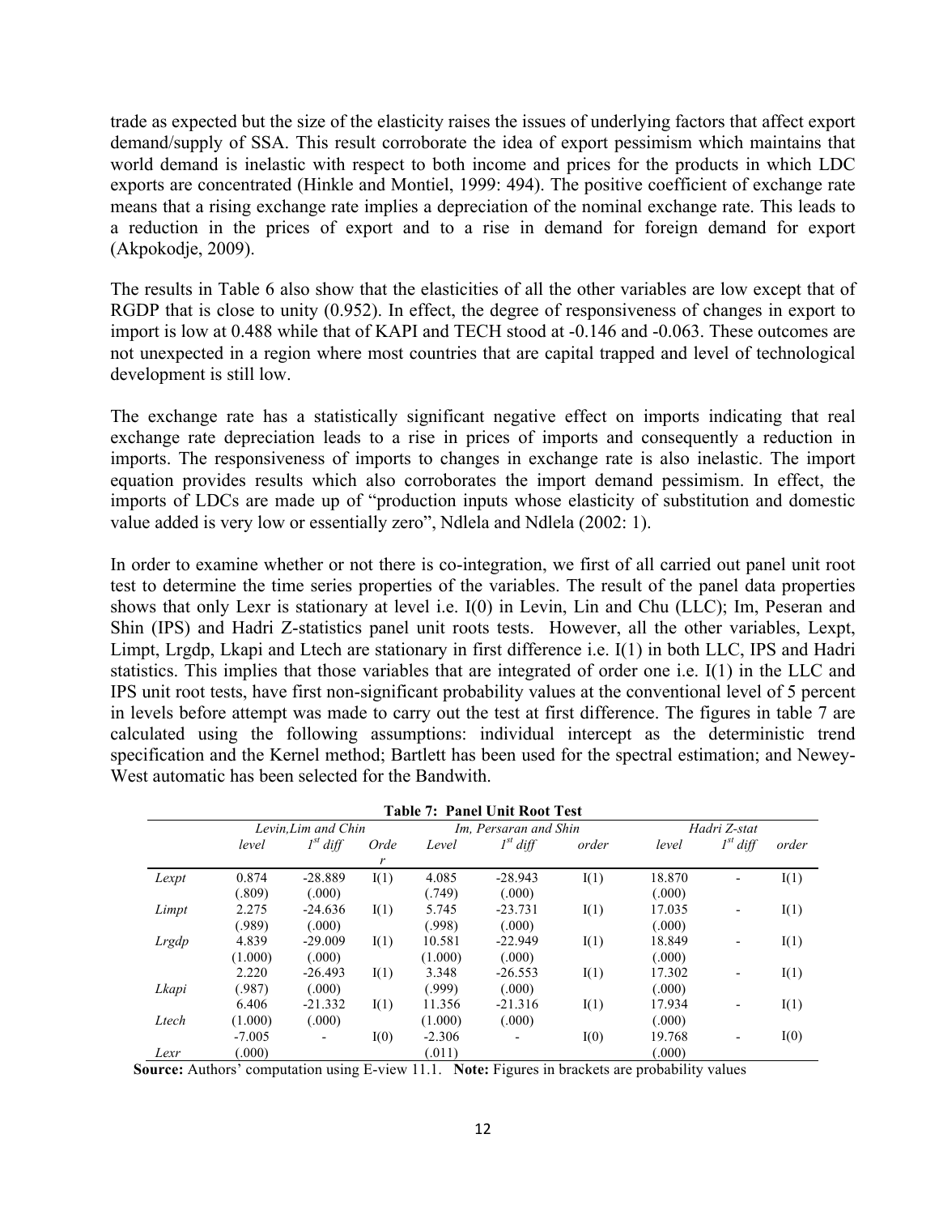trade as expected but the size of the elasticity raises the issues of underlying factors that affect export demand/supply of SSA. This result corroborate the idea of export pessimism which maintains that world demand is inelastic with respect to both income and prices for the products in which LDC exports are concentrated (Hinkle and Montiel, 1999: 494). The positive coefficient of exchange rate means that a rising exchange rate implies a depreciation of the nominal exchange rate. This leads to a reduction in the prices of export and to a rise in demand for foreign demand for export (Akpokodje, 2009).

The results in Table 6 also show that the elasticities of all the other variables are low except that of RGDP that is close to unity (0.952). In effect, the degree of responsiveness of changes in export to import is low at 0.488 while that of KAPI and TECH stood at -0.146 and -0.063. These outcomes are not unexpected in a region where most countries that are capital trapped and level of technological development is still low.

The exchange rate has a statistically significant negative effect on imports indicating that real exchange rate depreciation leads to a rise in prices of imports and consequently a reduction in imports. The responsiveness of imports to changes in exchange rate is also inelastic. The import equation provides results which also corroborates the import demand pessimism. In effect, the imports of LDCs are made up of "production inputs whose elasticity of substitution and domestic value added is very low or essentially zero", Ndlela and Ndlela (2002: 1).

In order to examine whether or not there is co-integration, we first of all carried out panel unit root test to determine the time series properties of the variables. The result of the panel data properties shows that only Lexr is stationary at level i.e. I(0) in Levin, Lin and Chu (LLC); Im, Peseran and Shin (IPS) and Hadri Z-statistics panel unit roots tests. However, all the other variables, Lexpt, Limpt, Lrgdp, Lkapi and Ltech are stationary in first difference i.e. I(1) in both LLC, IPS and Hadri statistics. This implies that those variables that are integrated of order one i.e. I(1) in the LLC and IPS unit root tests, have first non-significant probability values at the conventional level of 5 percent in levels before attempt was made to carry out the test at first difference. The figures in table 7 are calculated using the following assumptions: individual intercept as the deterministic trend specification and the Kernel method; Bartlett has been used for the spectral estimation; and Newey-West automatic has been selected for the Bandwith.

**Table 7: Panel Unit Root Test**

| | *Levin,Lim and Chin* | | | *Im, Persaran and Shin* | | | *Hadri Z-stat* | | |
|---|---|---|---|---|---|---|---|---|---|
| | *level* | *$1^{st}$ diff* | *Order* | *Level* | *$1^{st}$ diff* | *order* | *level* | *$1^{st}$ diff* | *order* |
| *Lexpt* | 0.874 (.809) | -28.889 (.000) | I(1) | 4.085 (.749) | -28.943 (.000) | I(1) | 18.870 (.000) | - | I(1) |
| *Limpt* | 2.275 (.989) | -24.636 (.000) | I(1) | 5.745 (.998) | -23.731 (.000) | I(1) | 17.035 (.000) | - | I(1) |
| *Lrgdp* | 4.839 (1.000) | -29.009 (.000) | I(1) | 10.581 (1.000) | -22.949 (.000) | I(1) | 18.849 (.000) | - | I(1) |
| *Lkapi* | 2.220 (.987) | -26.493 (.000) | I(1) | 3.348 (.999) | -26.553 (.000) | I(1) | 17.302 (.000) | - | I(1) |
| *Ltech* | 6.406 (1.000) | -21.332 (.000) | I(1) | 11.356 (1.000) | -21.316 (.000) | I(1) | 17.934 (.000) | - | I(1) |
| *Lexr* | -7.005 (.000) | - | I(0) | -2.306 (.011) | - | I(0) | 19.768 (.000) | - | I(0) |

**Source:** Authors' computation using E-view 11.1. **Note:** Figures in brackets are probability values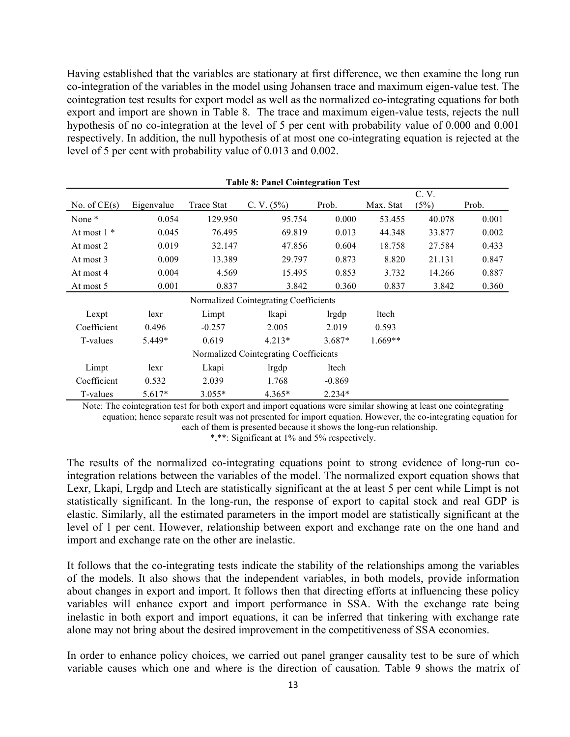Having established that the variables are stationary at first difference, we then examine the long run co-integration of the variables in the model using Johansen trace and maximum eigen-value test. The cointegration test results for export model as well as the normalized co-integrating equations for both export and import are shown in Table 8. The trace and maximum eigen-value tests, rejects the null hypothesis of no co-integration at the level of 5 per cent with probability value of 0.000 and 0.001 respectively. In addition, the null hypothesis of at most one co-integrating equation is rejected at the level of 5 per cent with probability value of 0.013 and 0.002.

**Table 8: Panel Cointegration Test**

| No. of CE(s) | Eigenvalue | Trace Stat | C. V. (5%) | Prob. | Max. Stat | C. V. (5%) | Prob. |
|---|---|---|---|---|---|---|---|
| None * | 0.054 | 129.950 | 95.754 | 0.000 | 53.455 | 40.078 | 0.001 |
| At most 1 * | 0.045 | 76.495 | 69.819 | 0.013 | 44.348 | 33.877 | 0.002 |
| At most 2 | 0.019 | 32.147 | 47.856 | 0.604 | 18.758 | 27.584 | 0.433 |
| At most 3 | 0.009 | 13.389 | 29.797 | 0.873 | 8.820 | 21.131 | 0.847 |
| At most 4 | 0.004 | 4.569 | 15.495 | 0.853 | 3.732 | 14.266 | 0.887 |
| At most 5 | 0.001 | 0.837 | 3.842 | 0.360 | 0.837 | 3.842 | 0.360 |
| | | | Normalized Cointegrating Coefficients | | | | |
| Lexpt | lexr | Limpt | lkapi | lrgdp | ltech | | |
| Coefficient | 0.496 | -0.257 | 2.005 | 2.019 | 0.593 | | |
| T-values | 5.449* | 0.619 | 4.213* | 3.687* | 1.669** | | |
| | | | Normalized Cointegrating Coefficients | | | | |
| Limpt | lexr | Lkapi | lrgdp | ltech | | | |
| Coefficient | 0.532 | 2.039 | 1.768 | -0.869 | | | |
| T-values | 5.617* | 3.055* | 4.365* | 2.234* | | | |

Note: The cointegration test for both export and import equations were similar showing at least one cointegrating equation; hence separate result was not presented for import equation. However, the co-integrating equation for each of them is presented because it shows the long-run relationship.

*,**: Significant at 1% and 5% respectively.

The results of the normalized co-integrating equations point to strong evidence of long-run co-integration relations between the variables of the model. The normalized export equation shows that Lexr, Lkapi, Lrgdp and Ltech are statistically significant at the at least 5 per cent while Limpt is not statistically significant. In the long-run, the response of export to capital stock and real GDP is elastic. Similarly, all the estimated parameters in the import model are statistically significant at the level of 1 per cent. However, relationship between export and exchange rate on the one hand and import and exchange rate on the other are inelastic.

It follows that the co-integrating tests indicate the stability of the relationships among the variables of the models. It also shows that the independent variables, in both models, provide information about changes in export and import. It follows then that directing efforts at influencing these policy variables will enhance export and import performance in SSA. With the exchange rate being inelastic in both export and import equations, it can be inferred that tinkering with exchange rate alone may not bring about the desired improvement in the competitiveness of SSA economies.

In order to enhance policy choices, we carried out panel granger causality test to be sure of which variable causes which one and where is the direction of causation. Table 9 shows the matrix of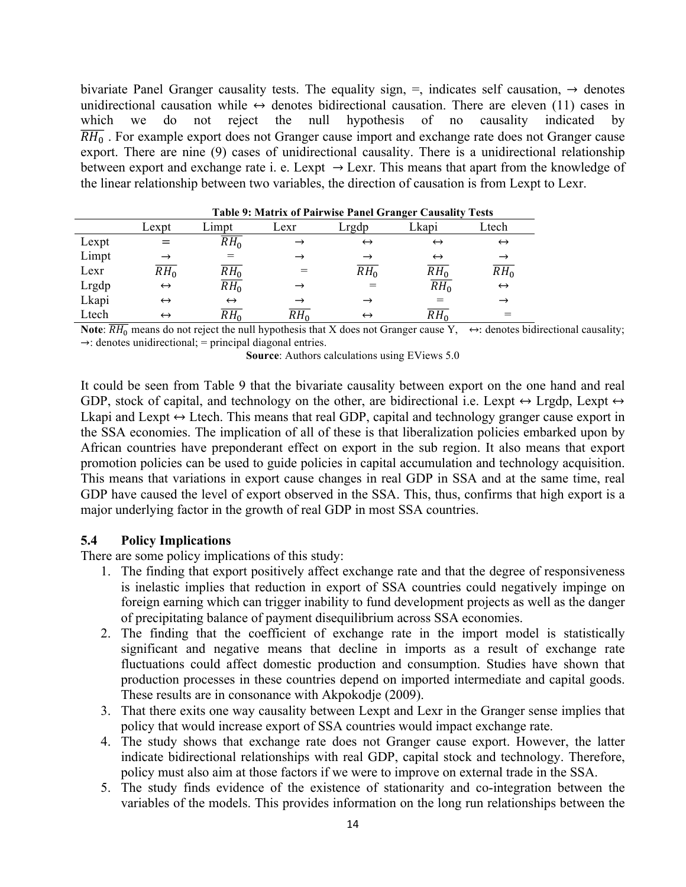bivariate Panel Granger causality tests. The equality sign, =, indicates self causation, → denotes unidirectional causation while ↔ denotes bidirectional causation. There are eleven (11) cases in which we do not reject the null hypothesis of no causality indicated by $\overline{RH_0}$ . For example export does not Granger cause import and exchange rate does not Granger cause export. There are nine (9) cases of unidirectional causality. There is a unidirectional relationship between export and exchange rate i. e. Lexpt → Lexr. This means that apart from the knowledge of the linear relationship between two variables, the direction of causation is from Lexpt to Lexr.

**Table 9: Matrix of Pairwise Panel Granger Causality Tests**

| | Lexpt | Limpt | Lexr | Lrgdp | Lkapi | Ltech |
|---|---|---|---|---|---|---|
| Lexpt | = | $\overline{RH_0}$ | → | ↔ | ↔ | ↔ |
| Limpt | → | = | → | → | ↔ | → |
| Lexr | $\overline{RH_0}$ | $\overline{RH_0}$ | = | $\overline{RH_0}$ | $\overline{RH_0}$ | $\overline{RH_0}$ |
| Lrgdp | ↔ | $\overline{RH_0}$ | → | = | $\overline{RH_0}$ | ↔ |
| Lkapi | ↔ | ↔ | → | → | = | → |
| Ltech | ↔ | $\overline{RH_0}$ | $\overline{RH_0}$ | ↔ | $\overline{RH_0}$ | = |

**Note**: $\overline{RH_0}$ means do not reject the null hypothesis that X does not Granger cause Y, ↔: denotes bidirectional causality; →: denotes unidirectional; = principal diagonal entries.

**Source**: Authors calculations using EViews 5.0

It could be seen from Table 9 that the bivariate causality between export on the one hand and real GDP, stock of capital, and technology on the other, are bidirectional i.e. Lexpt ↔ Lrgdp, Lexpt ↔ Lkapi and Lexpt ↔ Ltech. This means that real GDP, capital and technology granger cause export in the SSA economies. The implication of all of these is that liberalization policies embarked upon by African countries have preponderant effect on export in the sub region. It also means that export promotion policies can be used to guide policies in capital accumulation and technology acquisition. This means that variations in export cause changes in real GDP in SSA and at the same time, real GDP have caused the level of export observed in the SSA. This, thus, confirms that high export is a major underlying factor in the growth of real GDP in most SSA countries.

### 5.4 Policy Implications

There are some policy implications of this study:

1. The finding that export positively affect exchange rate and that the degree of responsiveness is inelastic implies that reduction in export of SSA countries could negatively impinge on foreign earning which can trigger inability to fund development projects as well as the danger of precipitating balance of payment disequilibrium across SSA economies.
2. The finding that the coefficient of exchange rate in the import model is statistically significant and negative means that decline in imports as a result of exchange rate fluctuations could affect domestic production and consumption. Studies have shown that production processes in these countries depend on imported intermediate and capital goods. These results are in consonance with Akpokodje (2009).
3. That there exits one way causality between Lexpt and Lexr in the Granger sense implies that policy that would increase export of SSA countries would impact exchange rate.
4. The study shows that exchange rate does not Granger cause export. However, the latter indicate bidirectional relationships with real GDP, capital stock and technology. Therefore, policy must also aim at those factors if we were to improve on external trade in the SSA.
5. The study finds evidence of the existence of stationarity and co-integration between the variables of the models. This provides information on the long run relationships between the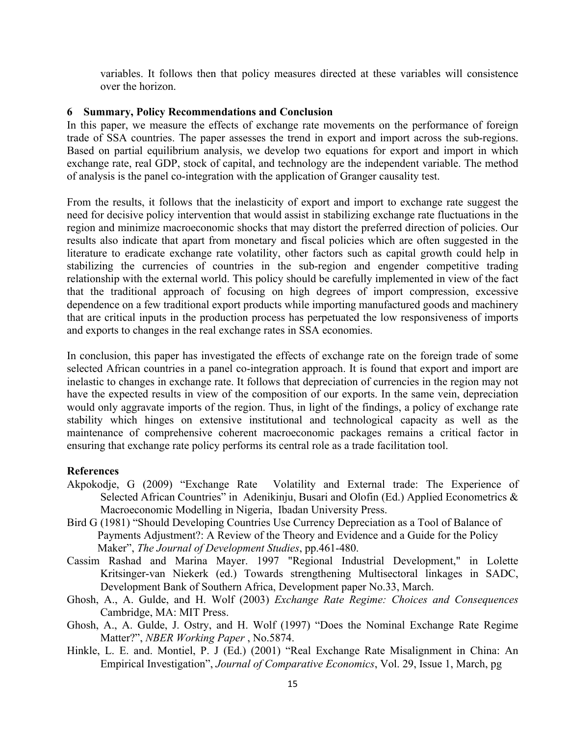variables. It follows then that policy measures directed at these variables will consistence over the horizon.

## 6 Summary, Policy Recommendations and Conclusion

In this paper, we measure the effects of exchange rate movements on the performance of foreign trade of SSA countries. The paper assesses the trend in export and import across the sub-regions. Based on partial equilibrium analysis, we develop two equations for export and import in which exchange rate, real GDP, stock of capital, and technology are the independent variable. The method of analysis is the panel co-integration with the application of Granger causality test.

From the results, it follows that the inelasticity of export and import to exchange rate suggest the need for decisive policy intervention that would assist in stabilizing exchange rate fluctuations in the region and minimize macroeconomic shocks that may distort the preferred direction of policies. Our results also indicate that apart from monetary and fiscal policies which are often suggested in the literature to eradicate exchange rate volatility, other factors such as capital growth could help in stabilizing the currencies of countries in the sub-region and engender competitive trading relationship with the external world. This policy should be carefully implemented in view of the fact that the traditional approach of focusing on high degrees of import compression, excessive dependence on a few traditional export products while importing manufactured goods and machinery that are critical inputs in the production process has perpetuated the low responsiveness of imports and exports to changes in the real exchange rates in SSA economies.

In conclusion, this paper has investigated the effects of exchange rate on the foreign trade of some selected African countries in a panel co-integration approach. It is found that export and import are inelastic to changes in exchange rate. It follows that depreciation of currencies in the region may not have the expected results in view of the composition of our exports. In the same vein, depreciation would only aggravate imports of the region. Thus, in light of the findings, a policy of exchange rate stability which hinges on extensive institutional and technological capacity as well as the maintenance of comprehensive coherent macroeconomic packages remains a critical factor in ensuring that exchange rate policy performs its central role as a trade facilitation tool.

## References

Akpokodje, G (2009) "Exchange Rate Volatility and External trade: The Experience of Selected African Countries" in Adenikinju, Busari and Olofin (Ed.) Applied Econometrics & Macroeconomic Modelling in Nigeria, Ibadan University Press.

Bird G (1981) "Should Developing Countries Use Currency Depreciation as a Tool of Balance of Payments Adjustment?: A Review of the Theory and Evidence and a Guide for the Policy Maker", *The Journal of Development Studies*, pp.461-480.

Cassim Rashad and Marina Mayer. 1997 "Regional Industrial Development," in Lolette Kritsinger-van Niekerk (ed.) Towards strengthening Multisectoral linkages in SADC, Development Bank of Southern Africa, Development paper No.33, March.

Ghosh, A., A. Gulde, and H. Wolf (2003) *Exchange Rate Regime: Choices and Consequences* Cambridge, MA: MIT Press.

Ghosh, A., A. Gulde, J. Ostry, and H. Wolf (1997) "Does the Nominal Exchange Rate Regime Matter?", *NBER Working Paper* , No.5874.

Hinkle, L. E. and. Montiel, P. J (Ed.) (2001) "Real Exchange Rate Misalignment in China: An Empirical Investigation", *Journal of Comparative Economics*, Vol. 29, Issue 1, March, pg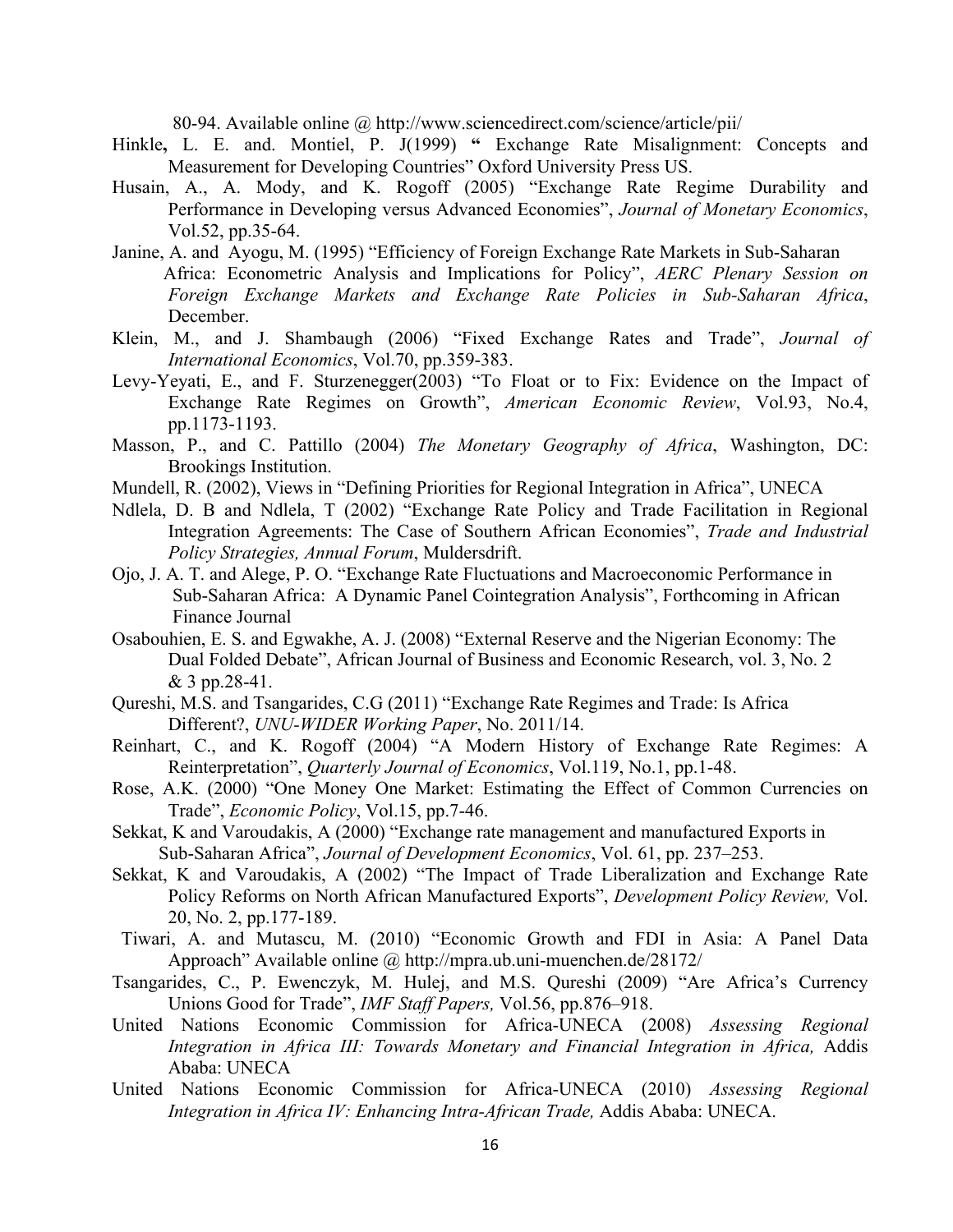80-94. Available online @ http://www.sciencedirect.com/science/article/pii/

Hinkle**,** L. E. and. Montiel, P. J(1999) **"** Exchange Rate Misalignment: Concepts and Measurement for Developing Countries" Oxford University Press US.

Husain, A., A. Mody, and K. Rogoff (2005) "Exchange Rate Regime Durability and Performance in Developing versus Advanced Economies", *Journal of Monetary Economics*, Vol.52, pp.35-64.

Janine, A. and Ayogu, M. (1995) "Efficiency of Foreign Exchange Rate Markets in Sub-Saharan Africa: Econometric Analysis and Implications for Policy", *AERC Plenary Session on Foreign Exchange Markets and Exchange Rate Policies in Sub-Saharan Africa*, December.

Klein, M., and J. Shambaugh (2006) "Fixed Exchange Rates and Trade", *Journal of International Economics*, Vol.70, pp.359-383.

Levy-Yeyati, E., and F. Sturzenegger(2003) "To Float or to Fix: Evidence on the Impact of Exchange Rate Regimes on Growth", *American Economic Review*, Vol.93, No.4, pp.1173-1193.

Masson, P., and C. Pattillo (2004) *The Monetary Geography of Africa*, Washington, DC: Brookings Institution.

Mundell, R. (2002), Views in "Defining Priorities for Regional Integration in Africa", UNECA

Ndlela, D. B and Ndlela, T (2002) "Exchange Rate Policy and Trade Facilitation in Regional Integration Agreements: The Case of Southern African Economies", *Trade and Industrial Policy Strategies, Annual Forum*, Muldersdrift.

Ojo, J. A. T. and Alege, P. O. "Exchange Rate Fluctuations and Macroeconomic Performance in Sub-Saharan Africa: A Dynamic Panel Cointegration Analysis", Forthcoming in African Finance Journal

Osabouhien, E. S. and Egwakhe, A. J. (2008) "External Reserve and the Nigerian Economy: The Dual Folded Debate", African Journal of Business and Economic Research, vol. 3, No. 2 & 3 pp.28-41.

Qureshi, M.S. and Tsangarides, C.G (2011) "Exchange Rate Regimes and Trade: Is Africa Different?, *UNU-WIDER Working Paper*, No. 2011/14.

Reinhart, C., and K. Rogoff (2004) "A Modern History of Exchange Rate Regimes: A Reinterpretation", *Quarterly Journal of Economics*, Vol.119, No.1, pp.1-48.

Rose, A.K. (2000) "One Money One Market: Estimating the Effect of Common Currencies on Trade", *Economic Policy*, Vol.15, pp.7-46.

Sekkat, K and Varoudakis, A (2000) "Exchange rate management and manufactured Exports in Sub-Saharan Africa", *Journal of Development Economics*, Vol. 61, pp. 237–253.

Sekkat, K and Varoudakis, A (2002) "The Impact of Trade Liberalization and Exchange Rate Policy Reforms on North African Manufactured Exports", *Development Policy Review,* Vol. 20, No. 2, pp.177-189.

Tiwari, A. and Mutascu, M. (2010) "Economic Growth and FDI in Asia: A Panel Data Approach" Available online @ http://mpra.ub.uni-muenchen.de/28172/

Tsangarides, C., P. Ewenczyk, M. Hulej, and M.S. Qureshi (2009) "Are Africa's Currency Unions Good for Trade", *IMF Staff Papers,* Vol.56, pp.876–918.

United Nations Economic Commission for Africa-UNECA (2008) *Assessing Regional Integration in Africa III: Towards Monetary and Financial Integration in Africa,* Addis Ababa: UNECA

United Nations Economic Commission for Africa-UNECA (2010) *Assessing Regional Integration in Africa IV: Enhancing Intra-African Trade,* Addis Ababa: UNECA.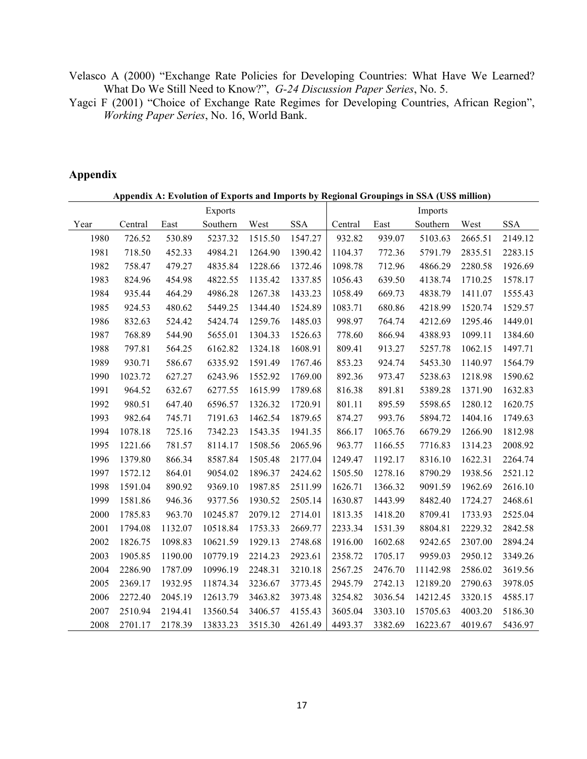Velasco A (2000) "Exchange Rate Policies for Developing Countries: What Have We Learned? What Do We Still Need to Know?", *G-24 Discussion Paper Series*, No. 5.

Yagci F (2001) "Choice of Exchange Rate Regimes for Developing Countries, African Region", *Working Paper Series*, No. 16, World Bank.

## Appendix

**Appendix A: Evolution of Exports and Imports by Regional Groupings in SSA (US$ million)**

| | Exports | | | | | Imports | | | | |
|---|---|---|---|---|---|---|---|---|---|---|
| Year | Central | East | Southern | West | SSA | Central | East | Southern | West | SSA |
| 1980 | 726.52 | 530.89 | 5237.32 | 1515.50 | 1547.27 | 932.82 | 939.07 | 5103.63 | 2665.51 | 2149.12 |
| 1981 | 718.50 | 452.33 | 4984.21 | 1264.90 | 1390.42 | 1104.37 | 772.36 | 5791.79 | 2835.51 | 2283.15 |
| 1982 | 758.47 | 479.27 | 4835.84 | 1228.66 | 1372.46 | 1098.78 | 712.96 | 4866.29 | 2280.58 | 1926.69 |
| 1983 | 824.96 | 454.98 | 4822.55 | 1135.42 | 1337.85 | 1056.43 | 639.50 | 4138.74 | 1710.25 | 1578.17 |
| 1984 | 935.44 | 464.29 | 4986.28 | 1267.38 | 1433.23 | 1058.49 | 669.73 | 4838.79 | 1411.07 | 1555.43 |
| 1985 | 924.53 | 480.62 | 5449.25 | 1344.40 | 1524.89 | 1083.71 | 680.86 | 4218.99 | 1520.74 | 1529.57 |
| 1986 | 832.63 | 524.42 | 5424.74 | 1259.76 | 1485.03 | 998.97 | 764.74 | 4212.69 | 1295.46 | 1449.01 |
| 1987 | 768.89 | 544.90 | 5655.01 | 1304.33 | 1526.63 | 778.60 | 866.94 | 4388.93 | 1099.11 | 1384.60 |
| 1988 | 797.81 | 564.25 | 6162.82 | 1324.18 | 1608.91 | 809.41 | 913.27 | 5257.78 | 1062.15 | 1497.71 |
| 1989 | 930.71 | 586.67 | 6335.92 | 1591.49 | 1767.46 | 853.23 | 924.74 | 5453.30 | 1140.97 | 1564.79 |
| 1990 | 1023.72 | 627.27 | 6243.96 | 1552.92 | 1769.00 | 892.36 | 973.47 | 5238.63 | 1218.98 | 1590.62 |
| 1991 | 964.52 | 632.67 | 6277.55 | 1615.99 | 1789.68 | 816.38 | 891.81 | 5389.28 | 1371.90 | 1632.83 |
| 1992 | 980.51 | 647.40 | 6596.57 | 1326.32 | 1720.91 | 801.11 | 895.59 | 5598.65 | 1280.12 | 1620.75 |
| 1993 | 982.64 | 745.71 | 7191.63 | 1462.54 | 1879.65 | 874.27 | 993.76 | 5894.72 | 1404.16 | 1749.63 |
| 1994 | 1078.18 | 725.16 | 7342.23 | 1543.35 | 1941.35 | 866.17 | 1065.76 | 6679.29 | 1266.90 | 1812.98 |
| 1995 | 1221.66 | 781.57 | 8114.17 | 1508.56 | 2065.96 | 963.77 | 1166.55 | 7716.83 | 1314.23 | 2008.92 |
| 1996 | 1379.80 | 866.34 | 8587.84 | 1505.48 | 2177.04 | 1249.47 | 1192.17 | 8316.10 | 1622.31 | 2264.74 |
| 1997 | 1572.12 | 864.01 | 9054.02 | 1896.37 | 2424.62 | 1505.50 | 1278.16 | 8790.29 | 1938.56 | 2521.12 |
| 1998 | 1591.04 | 890.92 | 9369.10 | 1987.85 | 2511.99 | 1626.71 | 1366.32 | 9091.59 | 1962.69 | 2616.10 |
| 1999 | 1581.86 | 946.36 | 9377.56 | 1930.52 | 2505.14 | 1630.87 | 1443.99 | 8482.40 | 1724.27 | 2468.61 |
| 2000 | 1785.83 | 963.70 | 10245.87 | 2079.12 | 2714.01 | 1813.35 | 1418.20 | 8709.41 | 1733.93 | 2525.04 |
| 2001 | 1794.08 | 1132.07 | 10518.84 | 1753.33 | 2669.77 | 2233.34 | 1531.39 | 8804.81 | 2229.32 | 2842.58 |
| 2002 | 1826.75 | 1098.83 | 10621.59 | 1929.13 | 2748.68 | 1916.00 | 1602.68 | 9242.65 | 2307.00 | 2894.24 |
| 2003 | 1905.85 | 1190.00 | 10779.19 | 2214.23 | 2923.61 | 2358.72 | 1705.17 | 9959.03 | 2950.12 | 3349.26 |
| 2004 | 2286.90 | 1787.09 | 10996.19 | 2248.31 | 3210.18 | 2567.25 | 2476.70 | 11142.98 | 2586.02 | 3619.56 |
| 2005 | 2369.17 | 1932.95 | 11874.34 | 3236.67 | 3773.45 | 2945.79 | 2742.13 | 12189.20 | 2790.63 | 3978.05 |
| 2006 | 2272.40 | 2045.19 | 12613.79 | 3463.82 | 3973.48 | 3254.82 | 3036.54 | 14212.45 | 3320.15 | 4585.17 |
| 2007 | 2510.94 | 2194.41 | 13560.54 | 3406.57 | 4155.43 | 3605.04 | 3303.10 | 15705.63 | 4003.20 | 5186.30 |
| 2008 | 2701.17 | 2178.39 | 13833.23 | 3515.30 | 4261.49 | 4493.37 | 3382.69 | 16223.67 | 4019.67 | 5436.97 |